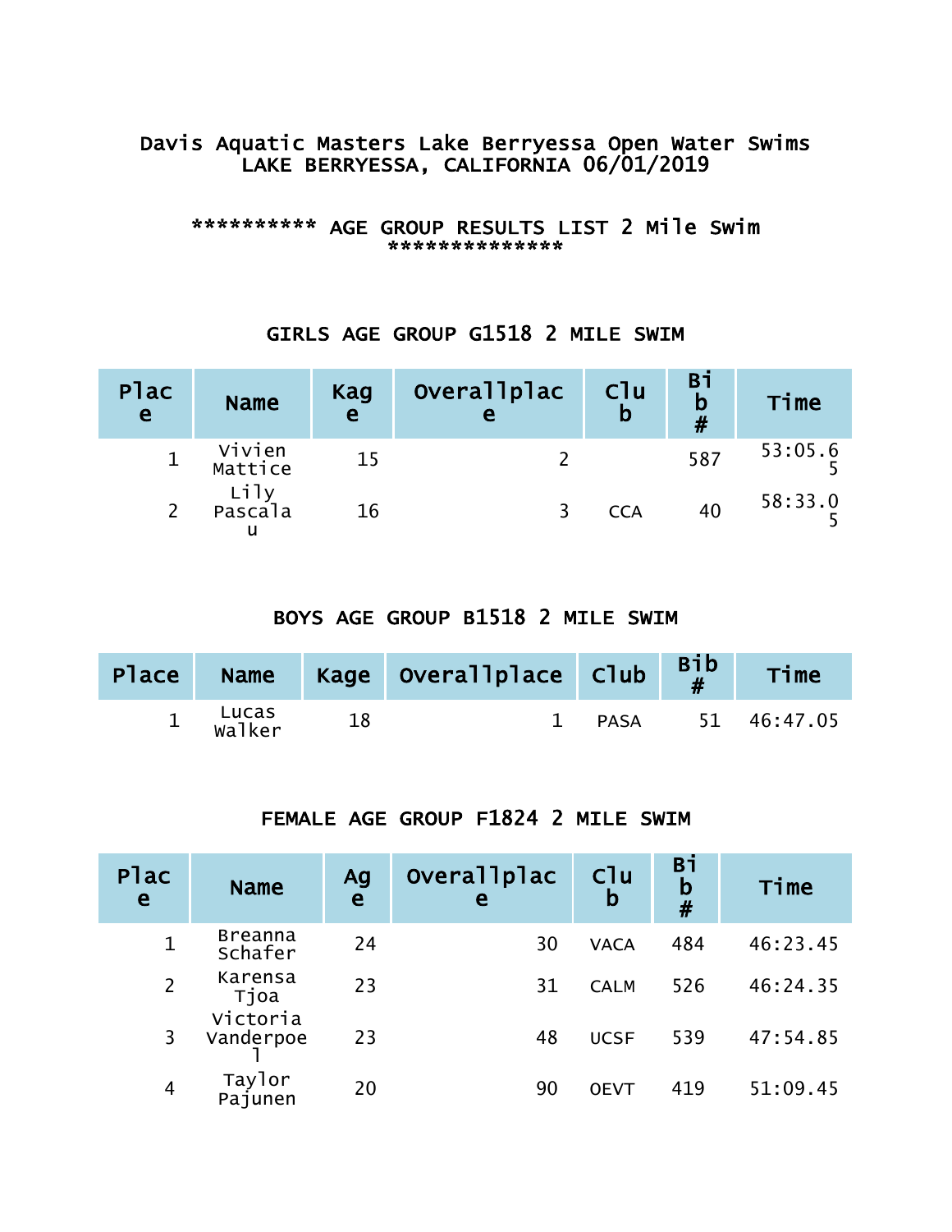# Davis Aquatic Masters Lake Berryessa Open Water Swims
## LAKE BERRYESSA, CALIFORNIA 06/01/2019

### ********** AGE GROUP RESULTS LIST 2 Mile Swim **************

### GIRLS AGE GROUP G1518 2 MILE SWIM

| Place | Name | Kage | Overallplace | Club | Bib # | Time |
|---|---|---|---|---|---|---|
| 1 | Vivien Mattice | 15 | 2 | | 587 | 53:05.65 |
| 2 | Lily Pascalau | 16 | 3 | CCA | 40 | 58:33.05 |

### BOYS AGE GROUP B1518 2 MILE SWIM

| Place | Name | Kage | Overallplace | Club | Bib # | Time |
|---|---|---|---|---|---|---|
| 1 | Lucas Walker | 18 | 1 | PASA | 51 | 46:47.05 |

### FEMALE AGE GROUP F1824 2 MILE SWIM

| Place | Name | Age | Overallplace | Club | Bib # | Time |
|---|---|---|---|---|---|---|
| 1 | Breanna Schafer | 24 | 30 | VACA | 484 | 46:23.45 |
| 2 | Karensa Tjoa | 23 | 31 | CALM | 526 | 46:24.35 |
| 3 | Victoria Vanderpoel | 23 | 48 | UCSF | 539 | 47:54.85 |
| 4 | Taylor Pajunen | 20 | 90 | OEVT | 419 | 51:09.45 |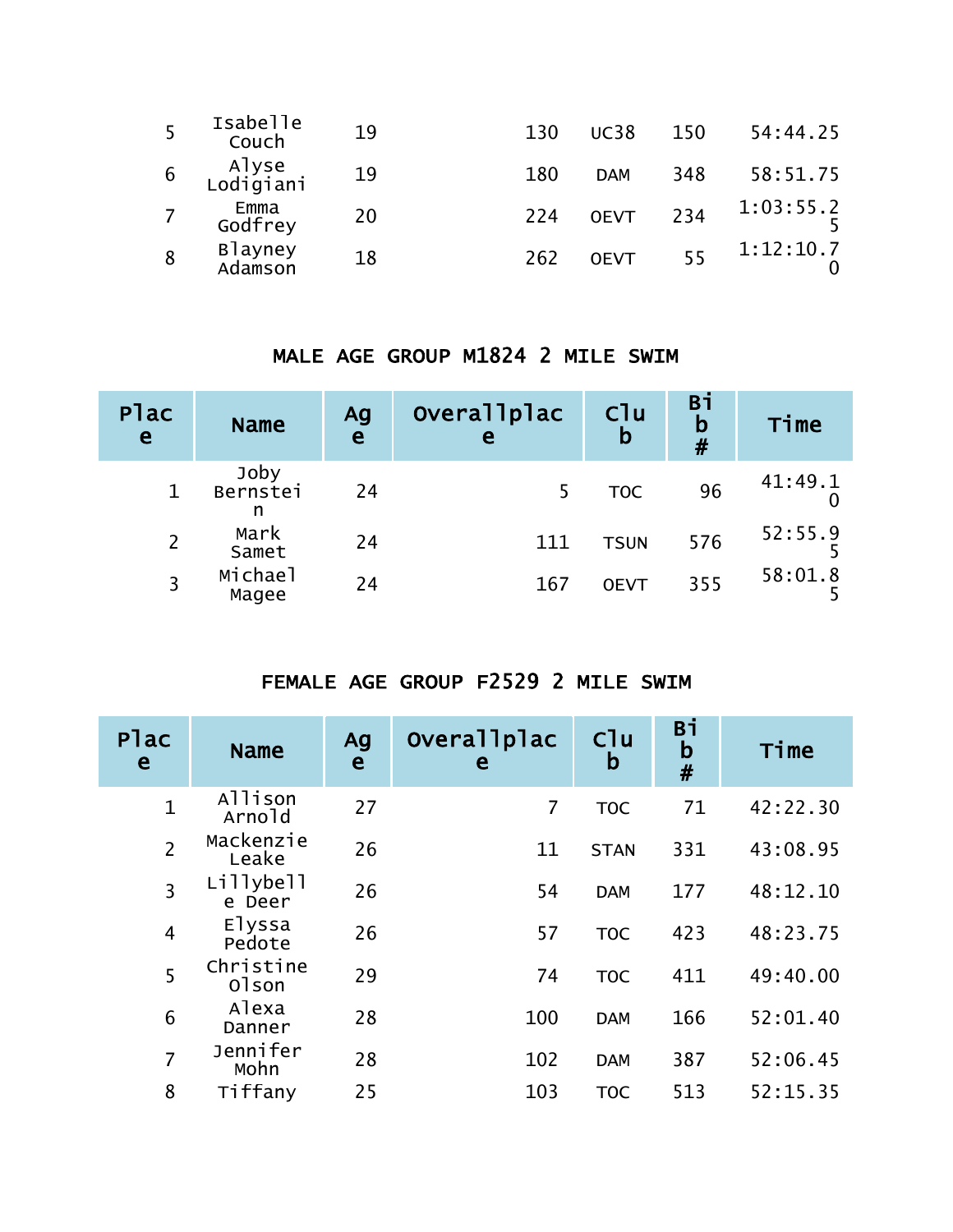| | | | | | | |
|---|---|---|---|---|---|---|
| 5 | Isabelle Couch | 19 | 130 | UC38 | 150 | 54:44.25 |
| 6 | Alyse Lodigiani | 19 | 180 | DAM | 348 | 58:51.75 |
| 7 | Emma Godfrey | 20 | 224 | OEVT | 234 | 1:03:55.25 |
| 8 | Blayney Adamson | 18 | 262 | OEVT | 55 | 1:12:10.70 |

## MALE AGE GROUP M1824 2 MILE SWIM

| Place | Name | Age | Overallplace | Club | Bib # | Time |
|---|---|---|---|---|---|---|
| 1 | Joby Bernstein | 24 | 5 | TOC | 96 | 41:49.10 |
| 2 | Mark Samet | 24 | 111 | TSUN | 576 | 52:55.95 |
| 3 | Michael Magee | 24 | 167 | OEVT | 355 | 58:01.85 |

## FEMALE AGE GROUP F2529 2 MILE SWIM

| Place | Name | Age | Overallplace | Club | Bib # | Time |
|---|---|---|---|---|---|---|
| 1 | Allison Arnold | 27 | 7 | TOC | 71 | 42:22.30 |
| 2 | Mackenzie Leake | 26 | 11 | STAN | 331 | 43:08.95 |
| 3 | Lillybelle Deer | 26 | 54 | DAM | 177 | 48:12.10 |
| 4 | Elyssa Pedote | 26 | 57 | TOC | 423 | 48:23.75 |
| 5 | Christine Olson | 29 | 74 | TOC | 411 | 49:40.00 |
| 6 | Alexa Danner | 28 | 100 | DAM | 166 | 52:01.40 |
| 7 | Jennifer Mohn | 28 | 102 | DAM | 387 | 52:06.45 |
| 8 | Tiffany | 25 | 103 | TOC | 513 | 52:15.35 |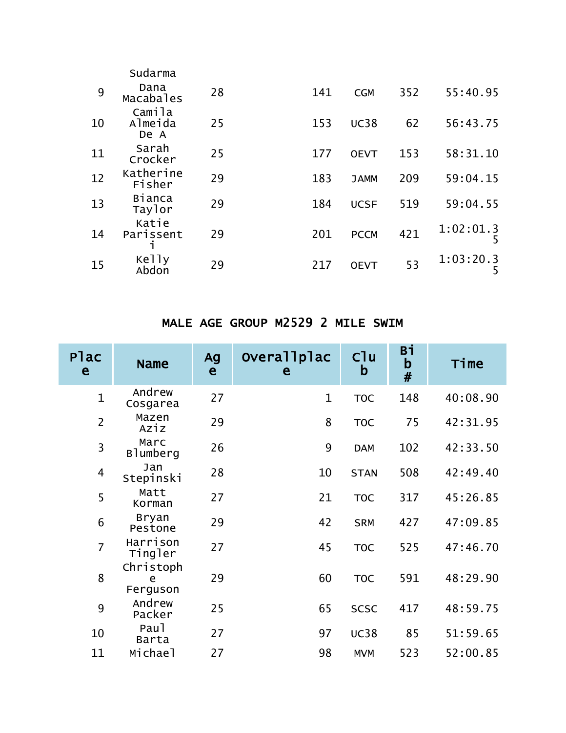| | | | | | | |
|---|---|---|---|---|---|---|
| 9 | Sudarma Dana Macabales | 28 | 141 | CGM | 352 | 55:40.95 |
| 10 | Camila Almeida De A | 25 | 153 | UC38 | 62 | 56:43.75 |
| 11 | Sarah Crocker | 25 | 177 | OEVT | 153 | 58:31.10 |
| 12 | Katherine Fisher | 29 | 183 | JAMM | 209 | 59:04.15 |
| 13 | Bianca Taylor | 29 | 184 | UCSF | 519 | 59:04.55 |
| 14 | Katie Parissenti | 29 | 201 | PCCM | 421 | 1:02:01.35 |
| 15 | Kelly Abdon | 29 | 217 | OEVT | 53 | 1:03:20.35 |

## MALE AGE GROUP M2529 2 MILE SWIM

| Place | Name | Age | Overallplace | Club | Bib # | Time |
|---|---|---|---|---|---|---|
| 1 | Andrew Cosgarea | 27 | 1 | TOC | 148 | 40:08.90 |
| 2 | Mazen Aziz | 29 | 8 | TOC | 75 | 42:31.95 |
| 3 | Marc Blumberg | 26 | 9 | DAM | 102 | 42:33.50 |
| 4 | Jan Stepinski | 28 | 10 | STAN | 508 | 42:49.40 |
| 5 | Matt Korman | 27 | 21 | TOC | 317 | 45:26.85 |
| 6 | Bryan Pestone | 29 | 42 | SRM | 427 | 47:09.85 |
| 7 | Harrison Tingler | 27 | 45 | TOC | 525 | 47:46.70 |
| 8 | Christophe Ferguson | 29 | 60 | TOC | 591 | 48:29.90 |
| 9 | Andrew Packer | 25 | 65 | SCSC | 417 | 48:59.75 |
| 10 | Paul Barta | 27 | 97 | UC38 | 85 | 51:59.65 |
| 11 | Michael | 27 | 98 | MVM | 523 | 52:00.85 |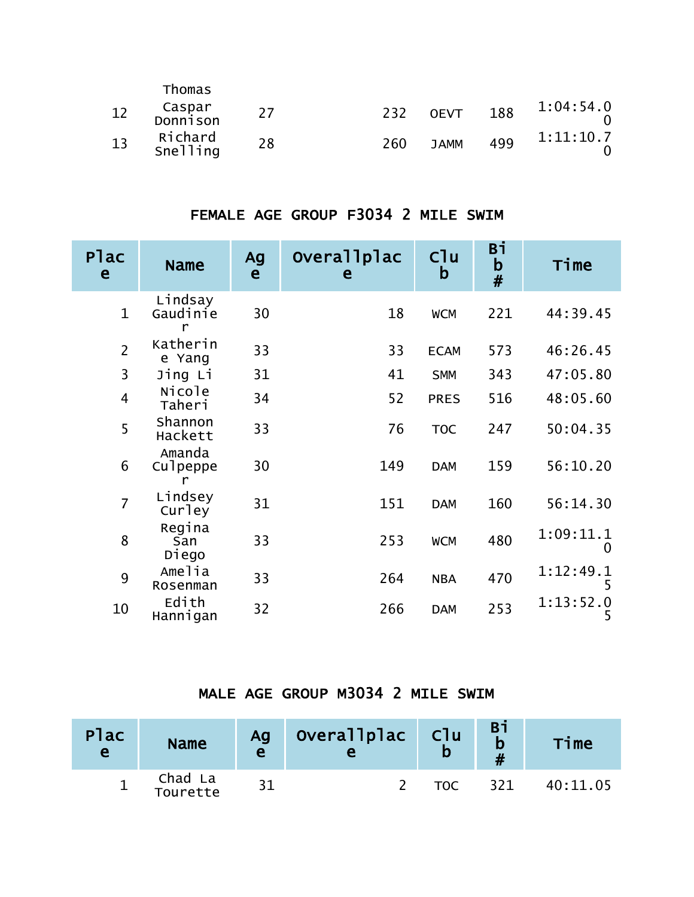| | | | | | | |
|---|---|---|---|---|---|---|
| 12 | Thomas Caspar Donnison | 27 | 232 | OEVT | 188 | 1:04:54.00 |
| 13 | Richard Snelling | 28 | 260 | JAMM | 499 | 1:11:10.70 |

## FEMALE AGE GROUP F3034 2 MILE SWIM

| Place | Name | Age | Overallplace | Club | Bib # | Time |
|---|---|---|---|---|---|---|
| 1 | Lindsay Gaudinier | 30 | 18 | WCM | 221 | 44:39.45 |
| 2 | Katherine Yang | 33 | 33 | ECAM | 573 | 46:26.45 |
| 3 | Jing Li | 31 | 41 | SMM | 343 | 47:05.80 |
| 4 | Nicole Taheri | 34 | 52 | PRES | 516 | 48:05.60 |
| 5 | Shannon Hackett | 33 | 76 | TOC | 247 | 50:04.35 |
| 6 | Amanda Culpepper | 30 | 149 | DAM | 159 | 56:10.20 |
| 7 | Lindsey Curley | 31 | 151 | DAM | 160 | 56:14.30 |
| 8 | Regina San Diego | 33 | 253 | WCM | 480 | 1:09:11.10 |
| 9 | Amelia Rosenman | 33 | 264 | NBA | 470 | 1:12:49.15 |
| 10 | Edith Hannigan | 32 | 266 | DAM | 253 | 1:13:52.05 |

## MALE AGE GROUP M3034 2 MILE SWIM

| Place | Name | Age | Overallplace | Club | Bib # | Time |
|---|---|---|---|---|---|---|
| 1 | Chad La Tourette | 31 | 2 | TOC | 321 | 40:11.05 |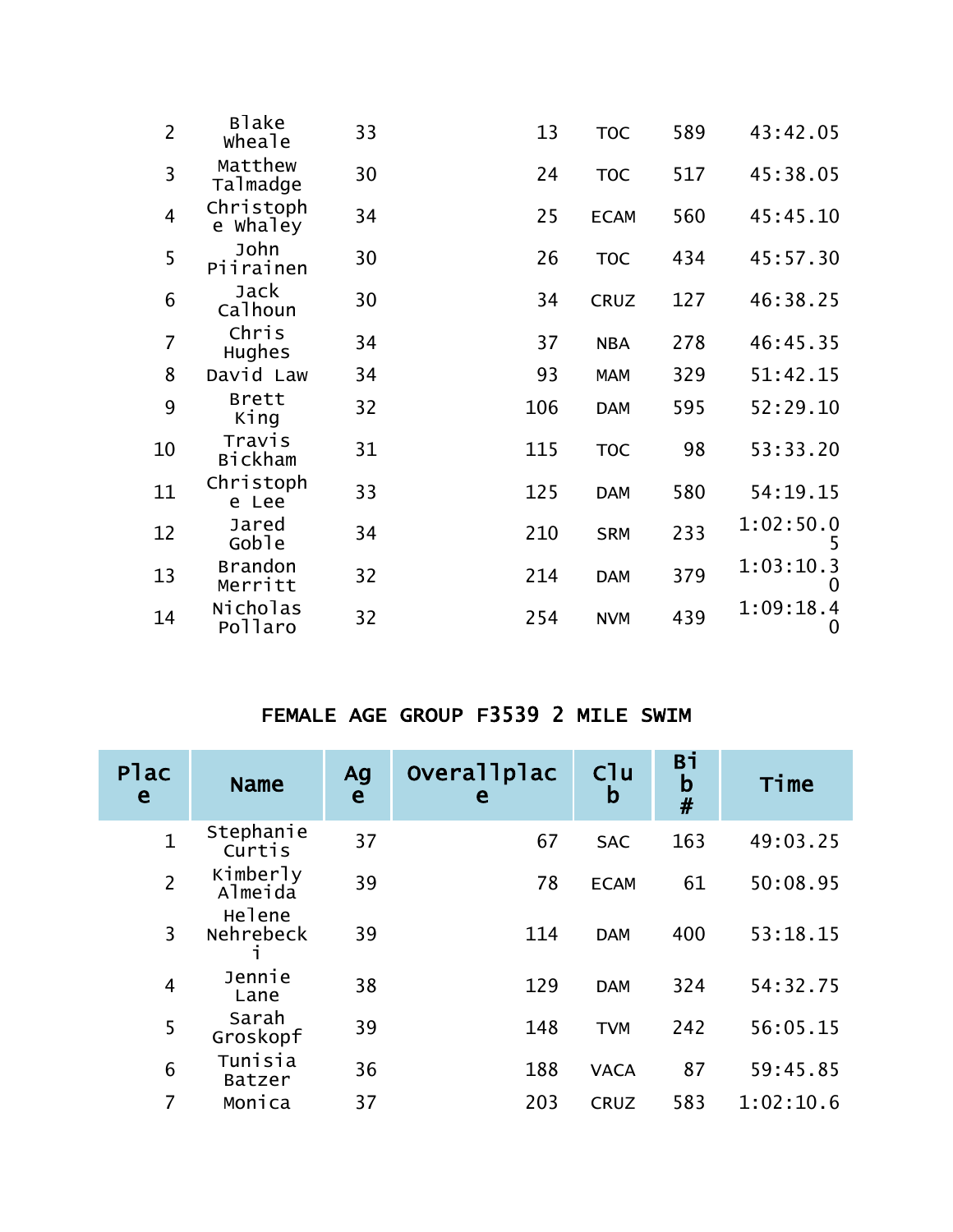| | | | | | | |
|---|---|---|---|---|---|---|
| 2 | Blake Wheale | 33 | 13 | TOC | 589 | 43:42.05 |
| 3 | Matthew Talmadge | 30 | 24 | TOC | 517 | 45:38.05 |
| 4 | Christophe Whaley | 34 | 25 | ECAM | 560 | 45:45.10 |
| 5 | John Piirainen | 30 | 26 | TOC | 434 | 45:57.30 |
| 6 | Jack Calhoun | 30 | 34 | CRUZ | 127 | 46:38.25 |
| 7 | Chris Hughes | 34 | 37 | NBA | 278 | 46:45.35 |
| 8 | David Law | 34 | 93 | MAM | 329 | 51:42.15 |
| 9 | Brett King | 32 | 106 | DAM | 595 | 52:29.10 |
| 10 | Travis Bickham | 31 | 115 | TOC | 98 | 53:33.20 |
| 11 | Christophe Lee | 33 | 125 | DAM | 580 | 54:19.15 |
| 12 | Jared Goble | 34 | 210 | SRM | 233 | 1:02:50.05 |
| 13 | Brandon Merritt | 32 | 214 | DAM | 379 | 1:03:10.30 |
| 14 | Nicholas Pollaro | 32 | 254 | NVM | 439 | 1:09:18.40 |

## FEMALE AGE GROUP F3539 2 MILE SWIM

| Place | Name | Age | Overallplace | Club | Bib # | Time |
|---|---|---|---|---|---|---|
| 1 | Stephanie Curtis | 37 | 67 | SAC | 163 | 49:03.25 |
| 2 | Kimberly Almeida | 39 | 78 | ECAM | 61 | 50:08.95 |
| 3 | Helene Nehrebecki | 39 | 114 | DAM | 400 | 53:18.15 |
| 4 | Jennie Lane | 38 | 129 | DAM | 324 | 54:32.75 |
| 5 | Sarah Groskopf | 39 | 148 | TVM | 242 | 56:05.15 |
| 6 | Tunisia Batzer | 36 | 188 | VACA | 87 | 59:45.85 |
| 7 | Monica | 37 | 203 | CRUZ | 583 | 1:02:10.6 |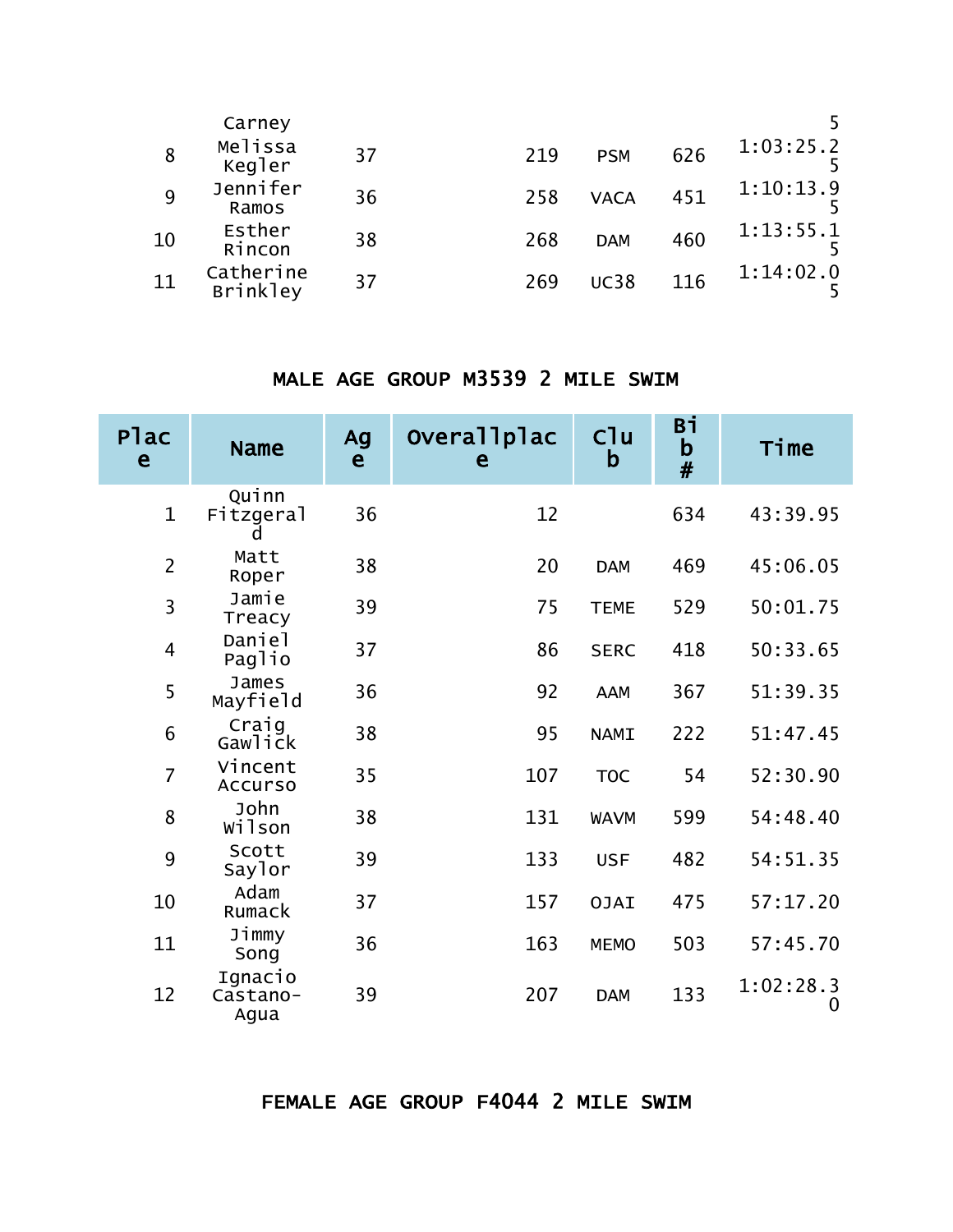| | | | | | | |
|---|---|---|---|---|---|---|
| | Carney | | | | | 5 |
| 8 | Melissa Kegler | 37 | 219 | PSM | 626 | 1:03:25.25 |
| 9 | Jennifer Ramos | 36 | 258 | VACA | 451 | 1:10:13.95 |
| 10 | Esther Rincon | 38 | 268 | DAM | 460 | 1:13:55.15 |
| 11 | Catherine Brinkley | 37 | 269 | UC38 | 116 | 1:14:02.05 |

## MALE AGE GROUP M3539 2 MILE SWIM

| Place | Name | Age | Overallplace | Club | Bib # | Time |
|---|---|---|---|---|---|---|
| 1 | Quinn Fitzgerald | 36 | 12 | | 634 | 43:39.95 |
| 2 | Matt Roper | 38 | 20 | DAM | 469 | 45:06.05 |
| 3 | Jamie Treacy | 39 | 75 | TEME | 529 | 50:01.75 |
| 4 | Daniel Paglio | 37 | 86 | SERC | 418 | 50:33.65 |
| 5 | James Mayfield | 36 | 92 | AAM | 367 | 51:39.35 |
| 6 | Craig Gawlick | 38 | 95 | NAMI | 222 | 51:47.45 |
| 7 | Vincent Accurso | 35 | 107 | TOC | 54 | 52:30.90 |
| 8 | John Wilson | 38 | 131 | WAVM | 599 | 54:48.40 |
| 9 | Scott Saylor | 39 | 133 | USF | 482 | 54:51.35 |
| 10 | Adam Rumack | 37 | 157 | OJAI | 475 | 57:17.20 |
| 11 | Jimmy Song | 36 | 163 | MEMO | 503 | 57:45.70 |
| 12 | Ignacio Castano-Agua | 39 | 207 | DAM | 133 | 1:02:28.30 |

## FEMALE AGE GROUP F4044 2 MILE SWIM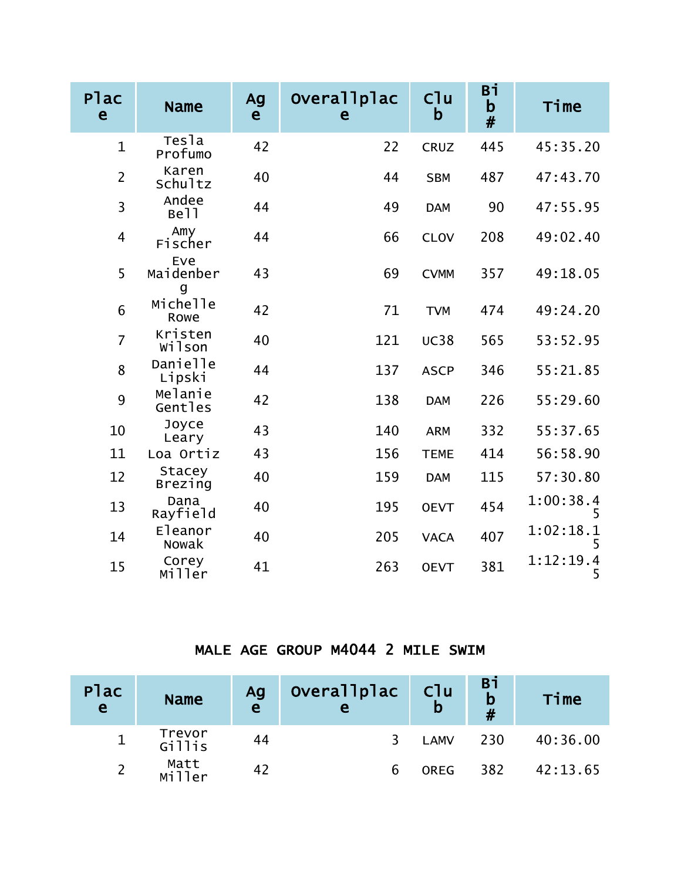| Place | Name | Age | Overallplace | Club | Bib # | Time |
|---|---|---|---|---|---|---|
| 1 | Tesla Profumo | 42 | 22 | CRUZ | 445 | 45:35.20 |
| 2 | Karen Schultz | 40 | 44 | SBM | 487 | 47:43.70 |
| 3 | Andee Bell | 44 | 49 | DAM | 90 | 47:55.95 |
| 4 | Amy Fischer | 44 | 66 | CLOV | 208 | 49:02.40 |
| 5 | Eve Maidenberg | 43 | 69 | CVMM | 357 | 49:18.05 |
| 6 | Michelle Rowe | 42 | 71 | TVM | 474 | 49:24.20 |
| 7 | Kristen Wilson | 40 | 121 | UC38 | 565 | 53:52.95 |
| 8 | Danielle Lipski | 44 | 137 | ASCP | 346 | 55:21.85 |
| 9 | Melanie Gentles | 42 | 138 | DAM | 226 | 55:29.60 |
| 10 | Joyce Leary | 43 | 140 | ARM | 332 | 55:37.65 |
| 11 | Loa Ortiz | 43 | 156 | TEME | 414 | 56:58.90 |
| 12 | Stacey Brezing | 40 | 159 | DAM | 115 | 57:30.80 |
| 13 | Dana Rayfield | 40 | 195 | OEVT | 454 | 1:00:38.45 |
| 14 | Eleanor Nowak | 40 | 205 | VACA | 407 | 1:02:18.15 |
| 15 | Corey Miller | 41 | 263 | OEVT | 381 | 1:12:19.45 |

## MALE AGE GROUP M4044 2 MILE SWIM

| Place | Name | Age | Overallplace | Club | Bib # | Time |
|---|---|---|---|---|---|---|
| 1 | Trevor Gillis | 44 | 3 | LAMV | 230 | 40:36.00 |
| 2 | Matt Miller | 42 | 6 | OREG | 382 | 42:13.65 |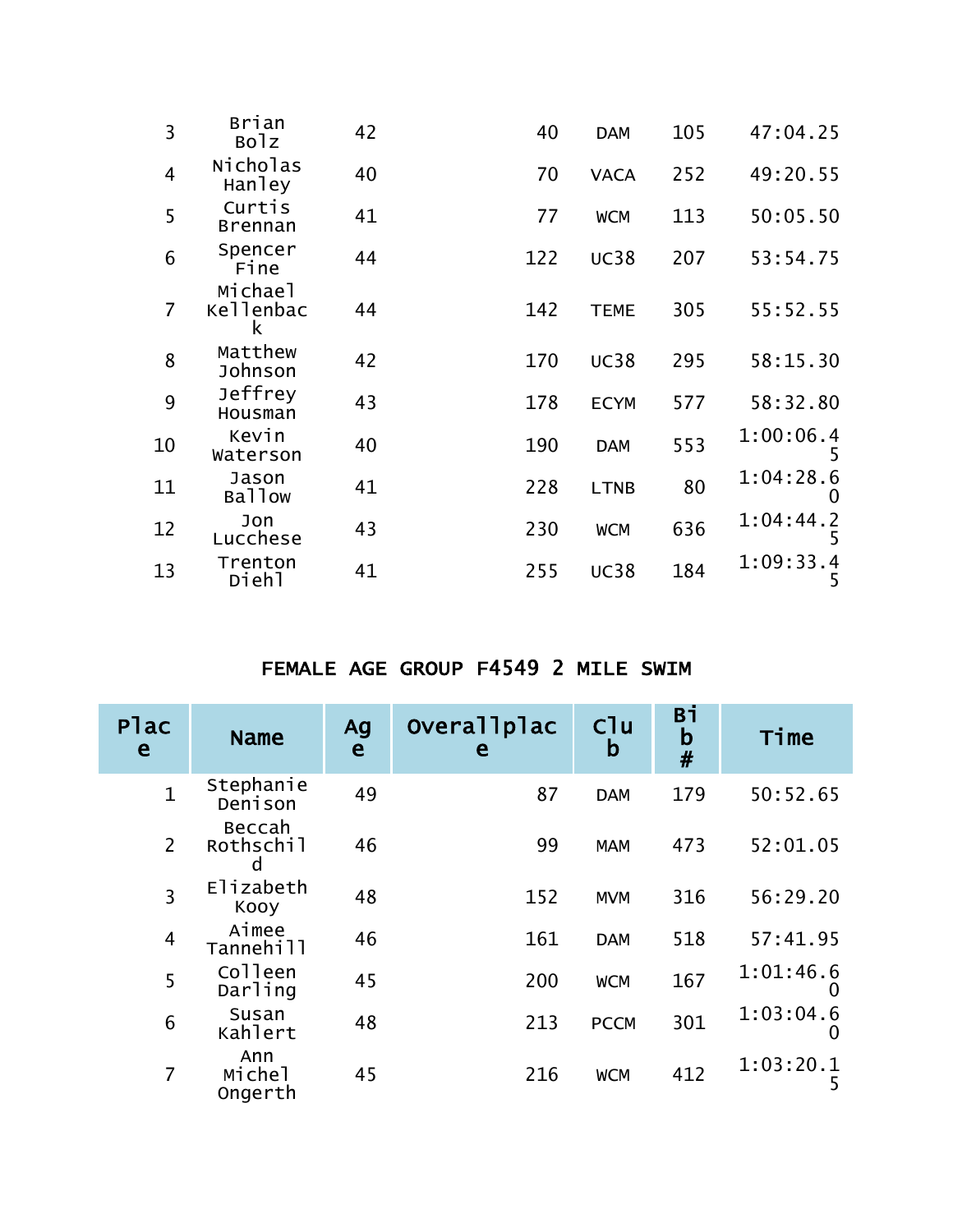| | | | | | | |
|---|---|---|---|---|---|---|
| 3 | Brian Bolz | 42 | 40 | DAM | 105 | 47:04.25 |
| 4 | Nicholas Hanley | 40 | 70 | VACA | 252 | 49:20.55 |
| 5 | Curtis Brennan | 41 | 77 | WCM | 113 | 50:05.50 |
| 6 | Spencer Fine | 44 | 122 | UC38 | 207 | 53:54.75 |
| 7 | Michael Kellenback | 44 | 142 | TEME | 305 | 55:52.55 |
| 8 | Matthew Johnson | 42 | 170 | UC38 | 295 | 58:15.30 |
| 9 | Jeffrey Housman | 43 | 178 | ECYM | 577 | 58:32.80 |
| 10 | Kevin Waterson | 40 | 190 | DAM | 553 | 1:00:06.45 |
| 11 | Jason Ballow | 41 | 228 | LTNB | 80 | 1:04:28.60 |
| 12 | Jon Lucchese | 43 | 230 | WCM | 636 | 1:04:44.25 |
| 13 | Trenton Diehl | 41 | 255 | UC38 | 184 | 1:09:33.45 |

## FEMALE AGE GROUP F4549 2 MILE SWIM

| Place | Name | Age | Overallplace | Club | Bib # | Time |
|---|---|---|---|---|---|---|
| 1 | Stephanie Denison | 49 | 87 | DAM | 179 | 50:52.65 |
| 2 | Beccah Rothschild | 46 | 99 | MAM | 473 | 52:01.05 |
| 3 | Elizabeth Kooy | 48 | 152 | MVM | 316 | 56:29.20 |
| 4 | Aimee Tannehill | 46 | 161 | DAM | 518 | 57:41.95 |
| 5 | Colleen Darling | 45 | 200 | WCM | 167 | 1:01:46.60 |
| 6 | Susan Kahlert | 48 | 213 | PCCM | 301 | 1:03:04.60 |
| 7 | Ann Michel Ongerth | 45 | 216 | WCM | 412 | 1:03:20.15 |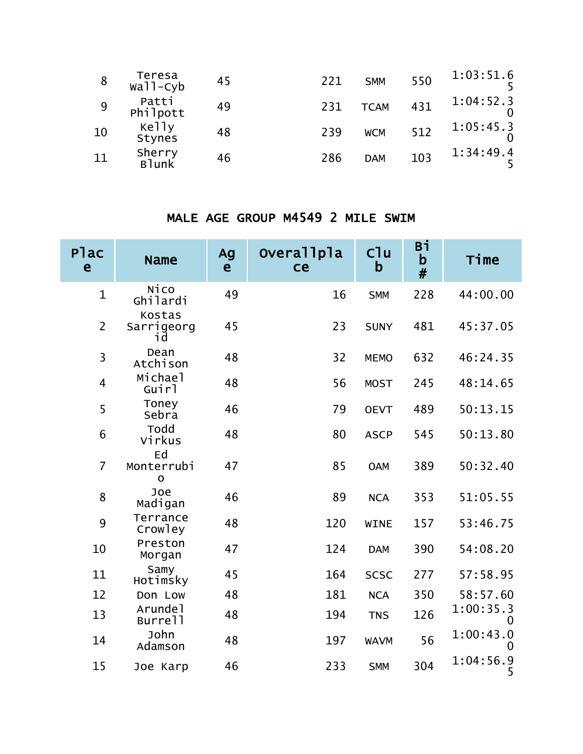| | | | | | | |
|---|---|---|---|---|---|---|
| 8 | Teresa Wall-Cyb | 45 | 221 | SMM | 550 | 1:03:51.65 |
| 9 | Patti Philpott | 49 | 231 | TCAM | 431 | 1:04:52.30 |
| 10 | Kelly Stynes | 48 | 239 | WCM | 512 | 1:05:45.30 |
| 11 | Sherry Blunk | 46 | 286 | DAM | 103 | 1:34:49.45 |

## MALE AGE GROUP M4549 2 MILE SWIM

| Place | Name | Age | Overallplace | Club | Bib # | Time |
|---|---|---|---|---|---|---|
| 1 | Nico Ghilardi | 49 | 16 | SMM | 228 | 44:00.00 |
| 2 | Kostas Sarrigeorgid | 45 | 23 | SUNY | 481 | 45:37.05 |
| 3 | Dean Atchison | 48 | 32 | MEMO | 632 | 46:24.35 |
| 4 | Michael Guirl | 48 | 56 | MOST | 245 | 48:14.65 |
| 5 | Toney Sebra | 46 | 79 | OEVT | 489 | 50:13.15 |
| 6 | Todd Virkus | 48 | 80 | ASCP | 545 | 50:13.80 |
| 7 | Ed Monterrubio | 47 | 85 | OAM | 389 | 50:32.40 |
| 8 | Joe Madigan | 46 | 89 | NCA | 353 | 51:05.55 |
| 9 | Terrance Crowley | 48 | 120 | WINE | 157 | 53:46.75 |
| 10 | Preston Morgan | 47 | 124 | DAM | 390 | 54:08.20 |
| 11 | Samy Hotimsky | 45 | 164 | SCSC | 277 | 57:58.95 |
| 12 | Don Low | 48 | 181 | NCA | 350 | 58:57.60 |
| 13 | Arundel Burrell | 48 | 194 | TNS | 126 | 1:00:35.30 |
| 14 | John Adamson | 48 | 197 | WAVM | 56 | 1:00:43.00 |
| 15 | Joe Karp | 46 | 233 | SMM | 304 | 1:04:56.95 |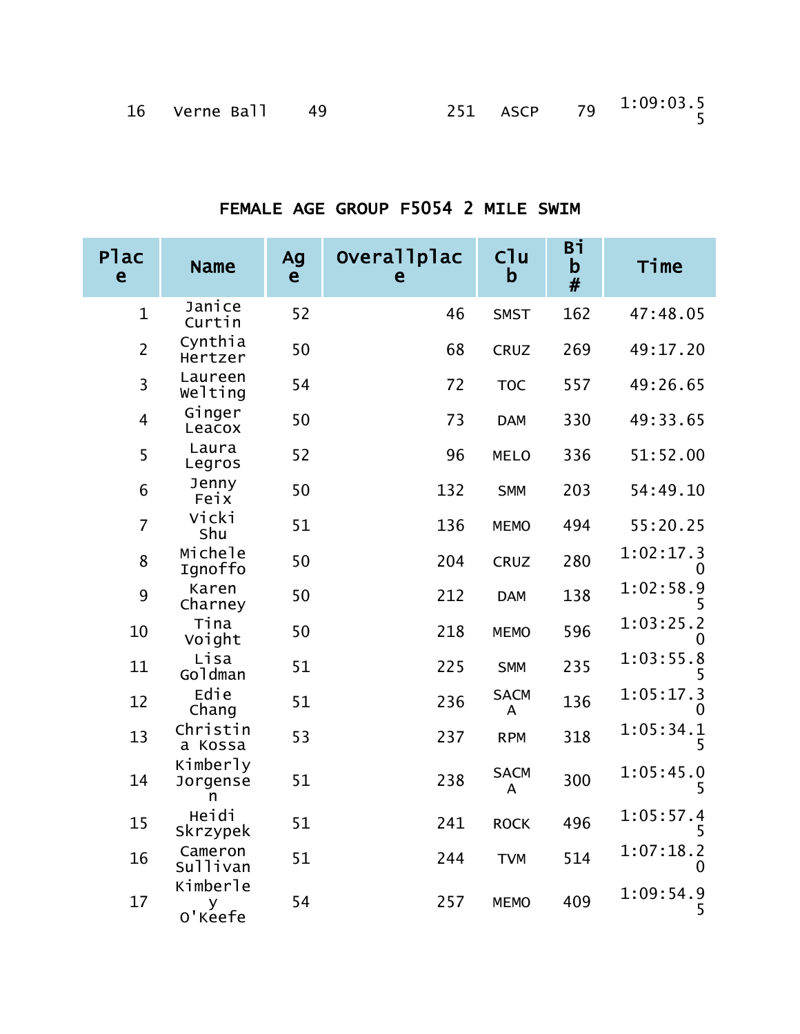| | | | | | | |
|---|---|---|---|---|---|---|
| 16 | Verne Ball | 49 | 251 | ASCP | 79 | 1:09:03.55 |

## FEMALE AGE GROUP F5054 2 MILE SWIM

| Place | Name | Age | Overallplace | Club | Bib # | Time |
|---|---|---|---|---|---|---|
| 1 | Janice Curtin | 52 | 46 | SMST | 162 | 47:48.05 |
| 2 | Cynthia Hertzer | 50 | 68 | CRUZ | 269 | 49:17.20 |
| 3 | Laureen Welting | 54 | 72 | TOC | 557 | 49:26.65 |
| 4 | Ginger Leacox | 50 | 73 | DAM | 330 | 49:33.65 |
| 5 | Laura Legros | 52 | 96 | MELO | 336 | 51:52.00 |
| 6 | Jenny Feix | 50 | 132 | SMM | 203 | 54:49.10 |
| 7 | Vicki Shu | 51 | 136 | MEMO | 494 | 55:20.25 |
| 8 | Michele Ignoffo | 50 | 204 | CRUZ | 280 | 1:02:17.30 |
| 9 | Karen Charney | 50 | 212 | DAM | 138 | 1:02:58.95 |
| 10 | Tina Voight | 50 | 218 | MEMO | 596 | 1:03:25.20 |
| 11 | Lisa Goldman | 51 | 225 | SMM | 235 | 1:03:55.85 |
| 12 | Edie Chang | 51 | 236 | SACMA | 136 | 1:05:17.30 |
| 13 | Christina Kossa | 53 | 237 | RPM | 318 | 1:05:34.15 |
| 14 | Kimberly Jorgensen | 51 | 238 | SACMA | 300 | 1:05:45.05 |
| 15 | Heidi Skrzypek | 51 | 241 | ROCK | 496 | 1:05:57.45 |
| 16 | Cameron Sullivan | 51 | 244 | TVM | 514 | 1:07:18.20 |
| 17 | Kimberley O'Keefe | 54 | 257 | MEMO | 409 | 1:09:54.95 |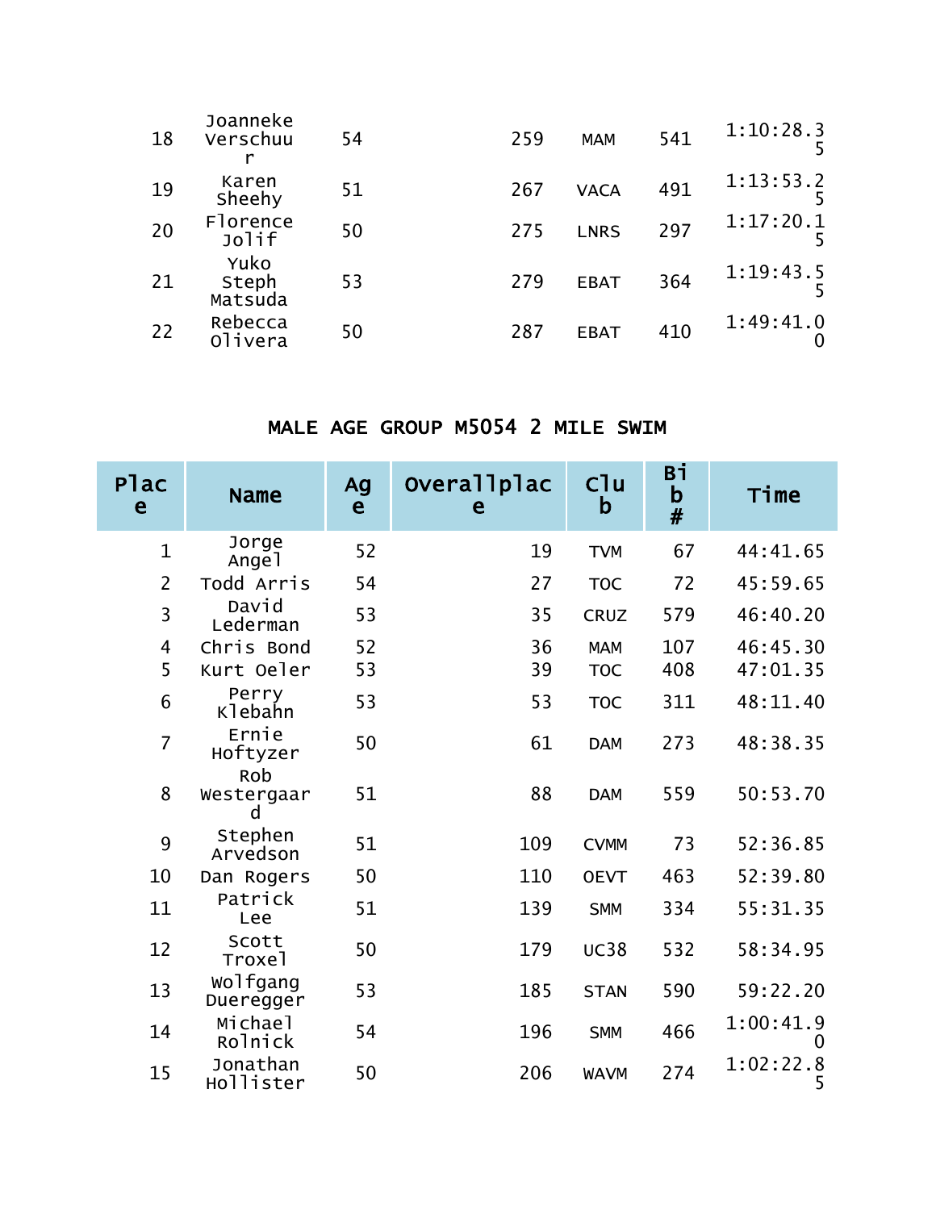| | | | | | | |
|---|---|---|---|---|---|---|
| 18 | Joanneke Verschuur | 54 | 259 | MAM | 541 | 1:10:28.35 |
| 19 | Karen Sheehy | 51 | 267 | VACA | 491 | 1:13:53.25 |
| 20 | Florence Jolif | 50 | 275 | LNRS | 297 | 1:17:20.15 |
| 21 | Yuko Steph Matsuda | 53 | 279 | EBAT | 364 | 1:19:43.55 |
| 22 | Rebecca Olivera | 50 | 287 | EBAT | 410 | 1:49:41.00 |

## MALE AGE GROUP M5054 2 MILE SWIM

| Place | Name | Age | Overallplace | Club | Bib # | Time |
|---|---|---|---|---|---|---|
| 1 | Jorge Angel | 52 | 19 | TVM | 67 | 44:41.65 |
| 2 | Todd Arris | 54 | 27 | TOC | 72 | 45:59.65 |
| 3 | David Lederman | 53 | 35 | CRUZ | 579 | 46:40.20 |
| 4 | Chris Bond | 52 | 36 | MAM | 107 | 46:45.30 |
| 5 | Kurt Oeler | 53 | 39 | TOC | 408 | 47:01.35 |
| 6 | Perry Klebahn | 53 | 53 | TOC | 311 | 48:11.40 |
| 7 | Ernie Hoftyzer | 50 | 61 | DAM | 273 | 48:38.35 |
| 8 | Rob Westergaard | 51 | 88 | DAM | 559 | 50:53.70 |
| 9 | Stephen Arvedson | 51 | 109 | CVMM | 73 | 52:36.85 |
| 10 | Dan Rogers | 50 | 110 | OEVT | 463 | 52:39.80 |
| 11 | Patrick Lee | 51 | 139 | SMM | 334 | 55:31.35 |
| 12 | Scott Troxel | 50 | 179 | UC38 | 532 | 58:34.95 |
| 13 | Wolfgang Dueregger | 53 | 185 | STAN | 590 | 59:22.20 |
| 14 | Michael Rolnick | 54 | 196 | SMM | 466 | 1:00:41.90 |
| 15 | Jonathan Hollister | 50 | 206 | WAVM | 274 | 1:02:22.85 |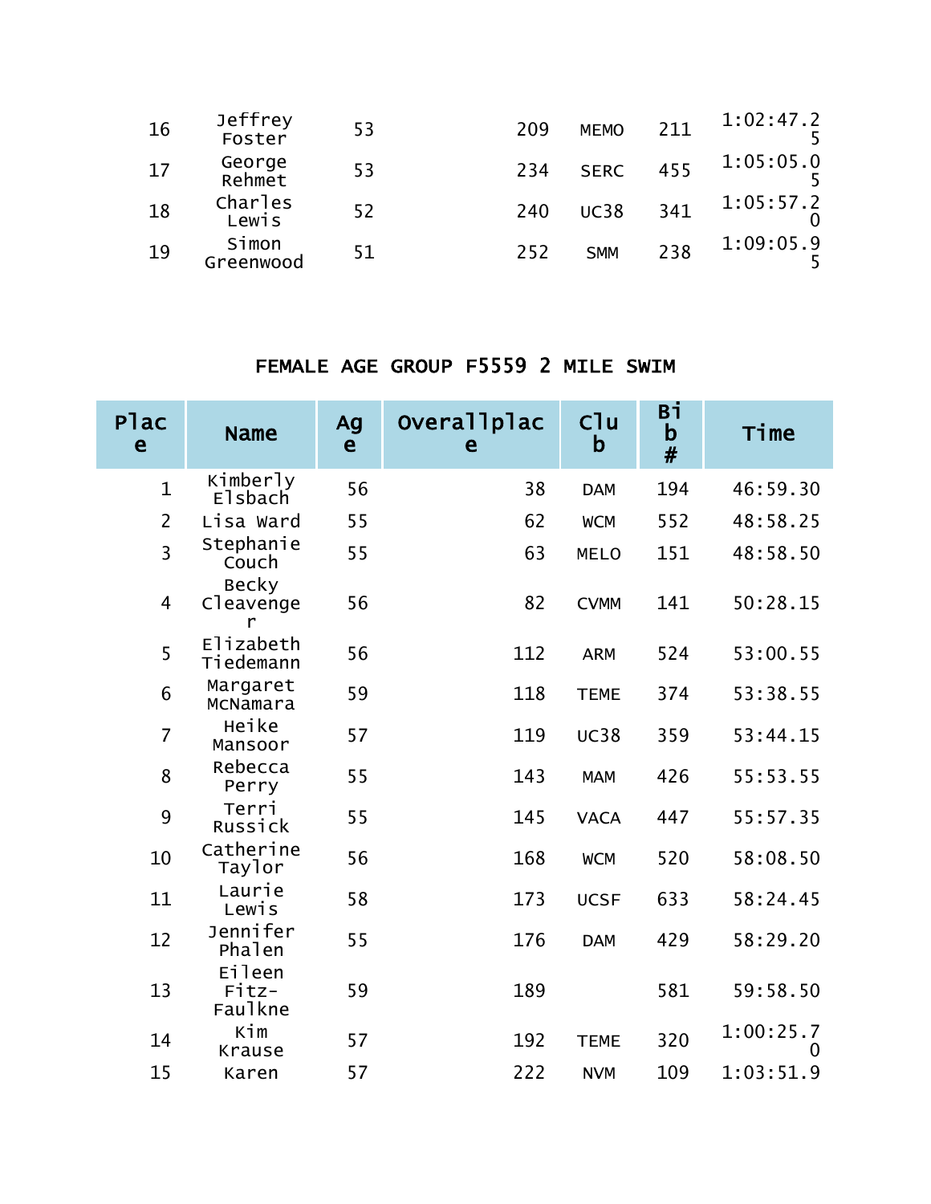| | | | | | | |
|---|---|---|---|---|---|---|
| 16 | Jeffrey Foster | 53 | 209 | MEMO | 211 | 1:02:47.25 |
| 17 | George Rehmet | 53 | 234 | SERC | 455 | 1:05:05.05 |
| 18 | Charles Lewis | 52 | 240 | UC38 | 341 | 1:05:57.20 |
| 19 | Simon Greenwood | 51 | 252 | SMM | 238 | 1:09:05.95 |

## FEMALE AGE GROUP F5559 2 MILE SWIM

| Place | Name | Age | Overallplace | Club | Bib # | Time |
|---|---|---|---|---|---|---|
| 1 | Kimberly Elsbach | 56 | 38 | DAM | 194 | 46:59.30 |
| 2 | Lisa Ward | 55 | 62 | WCM | 552 | 48:58.25 |
| 3 | Stephanie Couch | 55 | 63 | MELO | 151 | 48:58.50 |
| 4 | Becky Cleavenger | 56 | 82 | CVMM | 141 | 50:28.15 |
| 5 | Elizabeth Tiedemann | 56 | 112 | ARM | 524 | 53:00.55 |
| 6 | Margaret McNamara | 59 | 118 | TEME | 374 | 53:38.55 |
| 7 | Heike Mansoor | 57 | 119 | UC38 | 359 | 53:44.15 |
| 8 | Rebecca Perry | 55 | 143 | MAM | 426 | 55:53.55 |
| 9 | Terri Russick | 55 | 145 | VACA | 447 | 55:57.35 |
| 10 | Catherine Taylor | 56 | 168 | WCM | 520 | 58:08.50 |
| 11 | Laurie Lewis | 58 | 173 | UCSF | 633 | 58:24.45 |
| 12 | Jennifer Phalen | 55 | 176 | DAM | 429 | 58:29.20 |
| 13 | Eileen Fitz-Faulkne | 59 | 189 | | 581 | 59:58.50 |
| 14 | Kim Krause | 57 | 192 | TEME | 320 | 1:00:25.70 |
| 15 | Karen | 57 | 222 | NVM | 109 | 1:03:51.9 |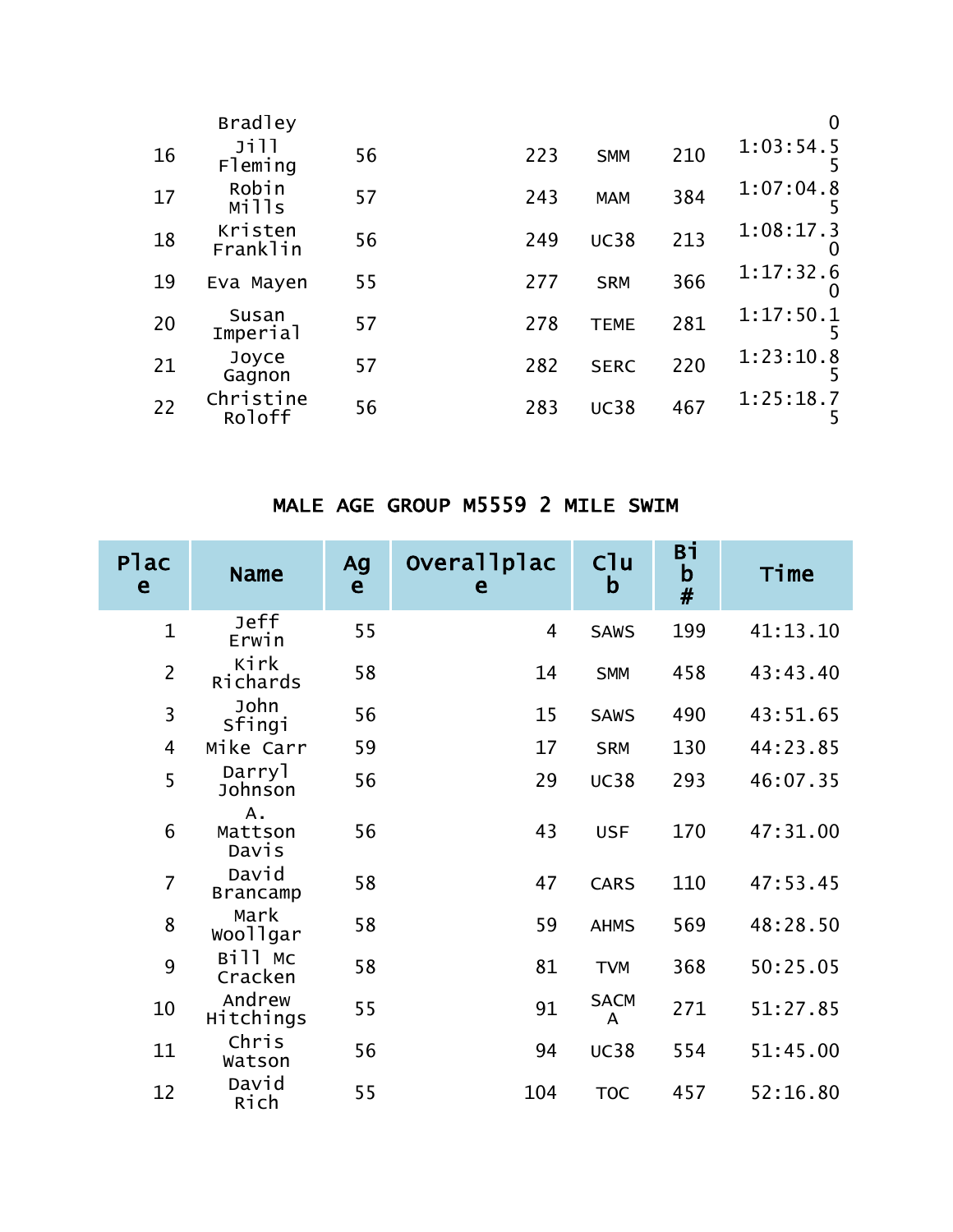| | | | | | | |
|---|---|---|---|---|---|---|
| | Bradley | | | | | 0 |
| 16 | Jill Fleming | 56 | 223 | SMM | 210 | 1:03:54.55 |
| 17 | Robin Mills | 57 | 243 | MAM | 384 | 1:07:04.85 |
| 18 | Kristen Franklin | 56 | 249 | UC38 | 213 | 1:08:17.30 |
| 19 | Eva Mayen | 55 | 277 | SRM | 366 | 1:17:32.60 |
| 20 | Susan Imperial | 57 | 278 | TEME | 281 | 1:17:50.15 |
| 21 | Joyce Gagnon | 57 | 282 | SERC | 220 | 1:23:10.85 |
| 22 | Christine Roloff | 56 | 283 | UC38 | 467 | 1:25:18.75 |

## MALE AGE GROUP M5559 2 MILE SWIM

| Place | Name | Age | Overallplace | Club | Bib # | Time |
|---|---|---|---|---|---|---|
| 1 | Jeff Erwin | 55 | 4 | SAWS | 199 | 41:13.10 |
| 2 | Kirk Richards | 58 | 14 | SMM | 458 | 43:43.40 |
| 3 | John Sfingi | 56 | 15 | SAWS | 490 | 43:51.65 |
| 4 | Mike Carr | 59 | 17 | SRM | 130 | 44:23.85 |
| 5 | Darryl Johnson | 56 | 29 | UC38 | 293 | 46:07.35 |
| 6 | A. Mattson Davis | 56 | 43 | USF | 170 | 47:31.00 |
| 7 | David Brancamp | 58 | 47 | CARS | 110 | 47:53.45 |
| 8 | Mark Woollgar | 58 | 59 | AHMS | 569 | 48:28.50 |
| 9 | Bill Mc Cracken | 58 | 81 | TVM | 368 | 50:25.05 |
| 10 | Andrew Hitchings | 55 | 91 | SACMA | 271 | 51:27.85 |
| 11 | Chris Watson | 56 | 94 | UC38 | 554 | 51:45.00 |
| 12 | David Rich | 55 | 104 | TOC | 457 | 52:16.80 |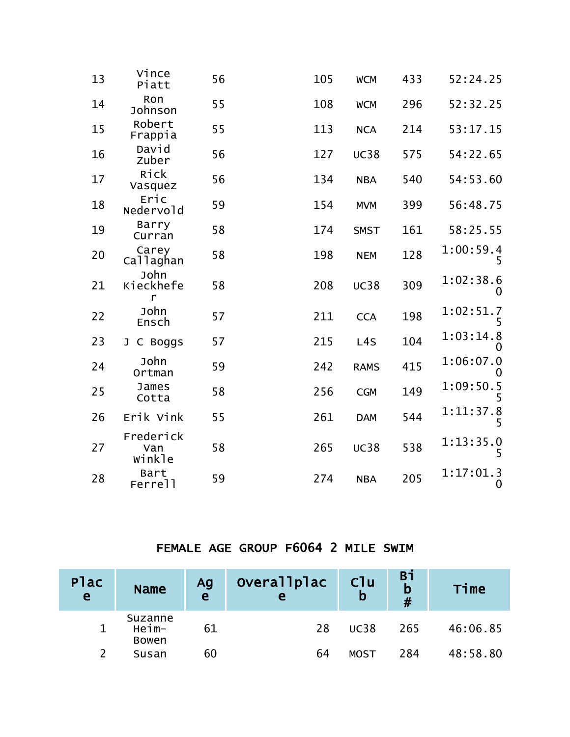| | | | | | | |
|---|---|---|---|---|---|---|
| 13 | Vince Piatt | 56 | 105 | WCM | 433 | 52:24.25 |
| 14 | Ron Johnson | 55 | 108 | WCM | 296 | 52:32.25 |
| 15 | Robert Frappia | 55 | 113 | NCA | 214 | 53:17.15 |
| 16 | David Zuber | 56 | 127 | UC38 | 575 | 54:22.65 |
| 17 | Rick Vasquez | 56 | 134 | NBA | 540 | 54:53.60 |
| 18 | Eric Nedervold | 59 | 154 | MVM | 399 | 56:48.75 |
| 19 | Barry Curran | 58 | 174 | SMST | 161 | 58:25.55 |
| 20 | Carey Callaghan | 58 | 198 | NEM | 128 | 1:00:59.45 |
| 21 | John Kieckhefer | 58 | 208 | UC38 | 309 | 1:02:38.60 |
| 22 | John Ensch | 57 | 211 | CCA | 198 | 1:02:51.75 |
| 23 | J C Boggs | 57 | 215 | L4S | 104 | 1:03:14.80 |
| 24 | John Ortman | 59 | 242 | RAMS | 415 | 1:06:07.00 |
| 25 | James Cotta | 58 | 256 | CGM | 149 | 1:09:50.55 |
| 26 | Erik Vink | 55 | 261 | DAM | 544 | 1:11:37.85 |
| 27 | Frederick Van Winkle | 58 | 265 | UC38 | 538 | 1:13:35.05 |
| 28 | Bart Ferrell | 59 | 274 | NBA | 205 | 1:17:01.30 |

## FEMALE AGE GROUP F6064 2 MILE SWIM

| Place | Name | Age | Overallplace | Club | Bib # | Time |
|---|---|---|---|---|---|---|
| 1 | Suzanne Heim-Bowen | 61 | 28 | UC38 | 265 | 46:06.85 |
| 2 | Susan | 60 | 64 | MOST | 284 | 48:58.80 |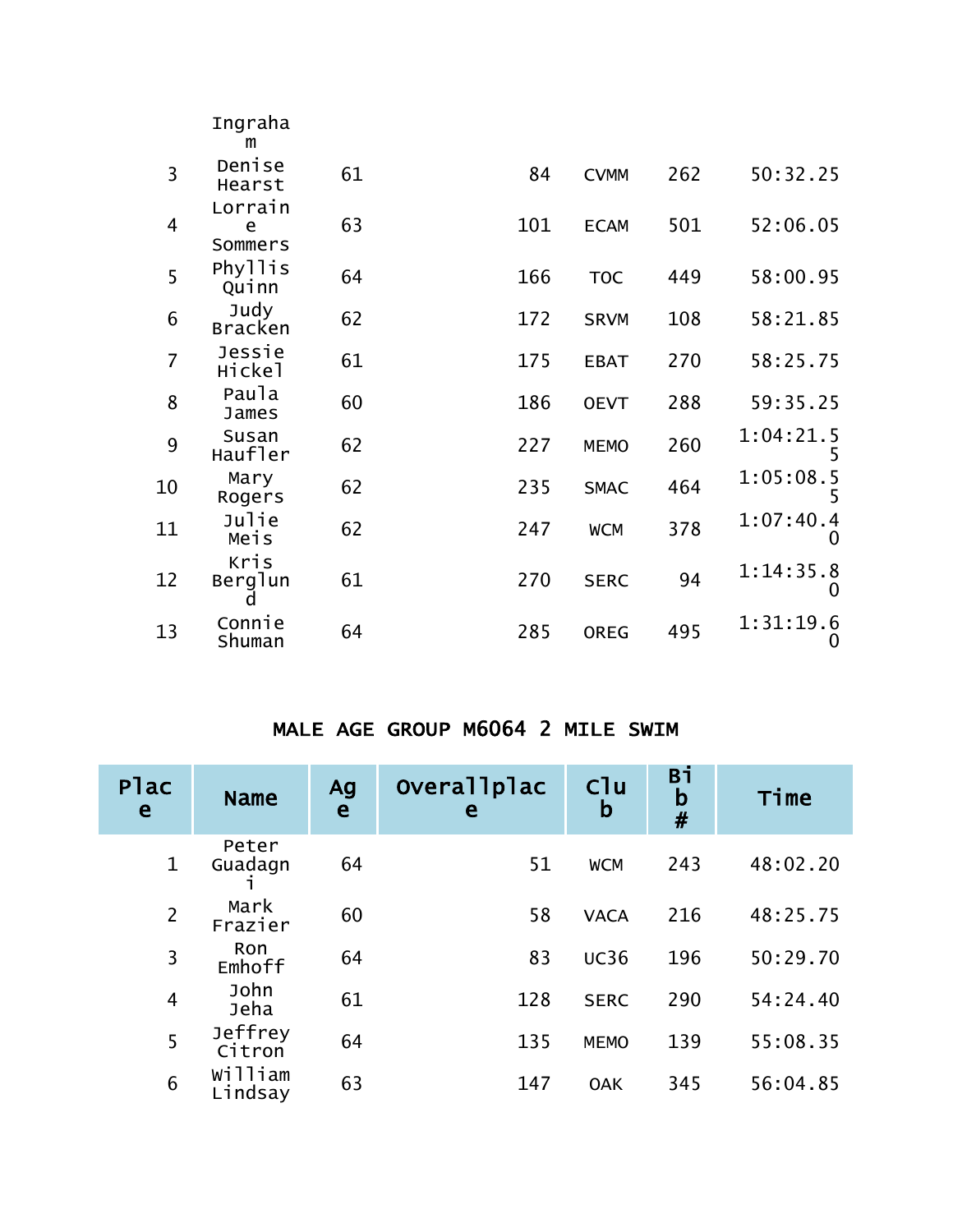| | | | | | | |
|---|---|---|---|---|---|---|
| | Ingraham | | | | | |
| 3 | Denise Hearst | 61 | 84 | CVMM | 262 | 50:32.25 |
| 4 | Lorraine Sommers | 63 | 101 | ECAM | 501 | 52:06.05 |
| 5 | Phyllis Quinn | 64 | 166 | TOC | 449 | 58:00.95 |
| 6 | Judy Bracken | 62 | 172 | SRVM | 108 | 58:21.85 |
| 7 | Jessie Hickel | 61 | 175 | EBAT | 270 | 58:25.75 |
| 8 | Paula James | 60 | 186 | OEVT | 288 | 59:35.25 |
| 9 | Susan Haufler | 62 | 227 | MEMO | 260 | 1:04:21.55 |
| 10 | Mary Rogers | 62 | 235 | SMAC | 464 | 1:05:08.55 |
| 11 | Julie Meis | 62 | 247 | WCM | 378 | 1:07:40.40 |
| 12 | Kris Berglund | 61 | 270 | SERC | 94 | 1:14:35.80 |
| 13 | Connie Shuman | 64 | 285 | OREG | 495 | 1:31:19.60 |

## MALE AGE GROUP M6064 2 MILE SWIM

| Place | Name | Age | Overallplace | Club | Bib # | Time |
|---|---|---|---|---|---|---|
| 1 | Peter Guadagni | 64 | 51 | WCM | 243 | 48:02.20 |
| 2 | Mark Frazier | 60 | 58 | VACA | 216 | 48:25.75 |
| 3 | Ron Emhoff | 64 | 83 | UC36 | 196 | 50:29.70 |
| 4 | John Jeha | 61 | 128 | SERC | 290 | 54:24.40 |
| 5 | Jeffrey Citron | 64 | 135 | MEMO | 139 | 55:08.35 |
| 6 | William Lindsay | 63 | 147 | OAK | 345 | 56:04.85 |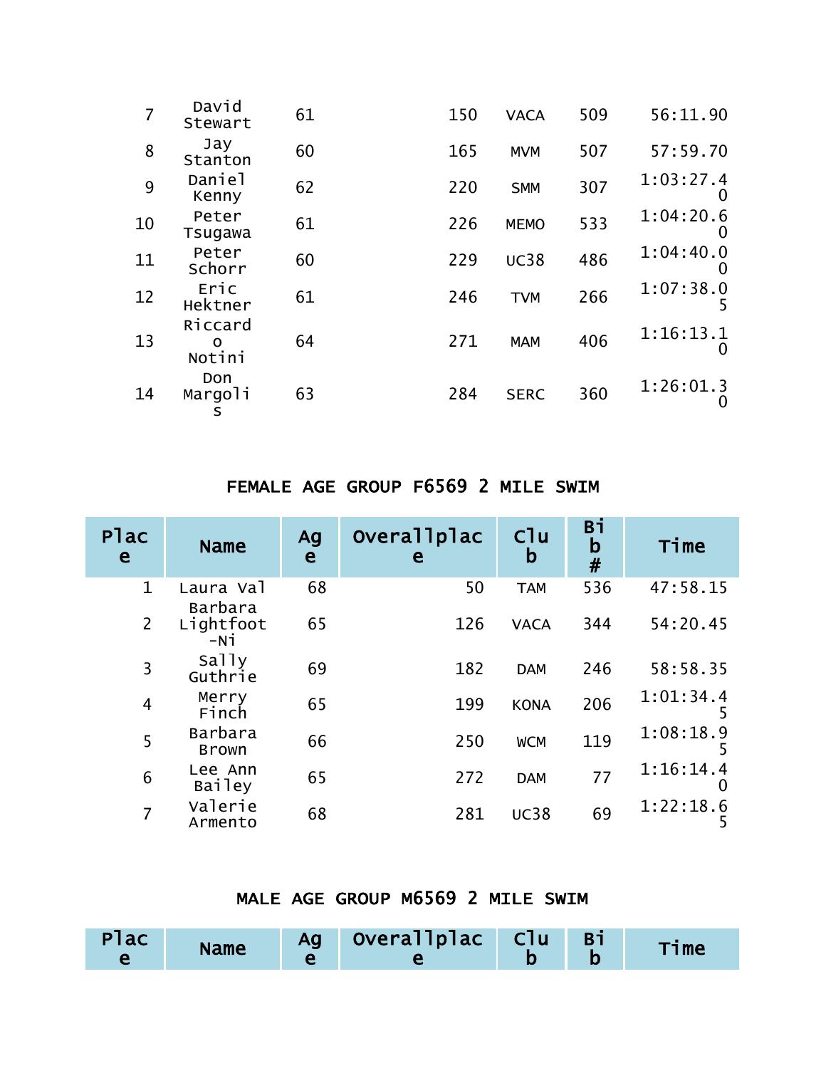| | | | | | | |
|---|---|---|---|---|---|---|
| 7 | David Stewart | 61 | 150 | VACA | 509 | 56:11.90 |
| 8 | Jay Stanton | 60 | 165 | MVM | 507 | 57:59.70 |
| 9 | Daniel Kenny | 62 | 220 | SMM | 307 | 1:03:27.40 |
| 10 | Peter Tsugawa | 61 | 226 | MEMO | 533 | 1:04:20.60 |
| 11 | Peter Schorr | 60 | 229 | UC38 | 486 | 1:04:40.00 |
| 12 | Eric Hektner | 61 | 246 | TVM | 266 | 1:07:38.05 |
| 13 | Riccardo Notini | 64 | 271 | MAM | 406 | 1:16:13.10 |
| 14 | Don Margolis | 63 | 284 | SERC | 360 | 1:26:01.30 |

## FEMALE AGE GROUP F6569 2 MILE SWIM

| Place | Name | Age | Overallplace | Club | Bib # | Time |
|---|---|---|---|---|---|---|
| 1 | Laura Val | 68 | 50 | TAM | 536 | 47:58.15 |
| 2 | Barbara Lightfoot-Ni | 65 | 126 | VACA | 344 | 54:20.45 |
| 3 | Sally Guthrie | 69 | 182 | DAM | 246 | 58:58.35 |
| 4 | Merry Finch | 65 | 199 | KONA | 206 | 1:01:34.45 |
| 5 | Barbara Brown | 66 | 250 | WCM | 119 | 1:08:18.95 |
| 6 | Lee Ann Bailey | 65 | 272 | DAM | 77 | 1:16:14.40 |
| 7 | Valerie Armento | 68 | 281 | UC38 | 69 | 1:22:18.65 |

## MALE AGE GROUP M6569 2 MILE SWIM

| Place | Name | Age | Overallplace | Club | Bib | Time |
|---|---|---|---|---|---|---|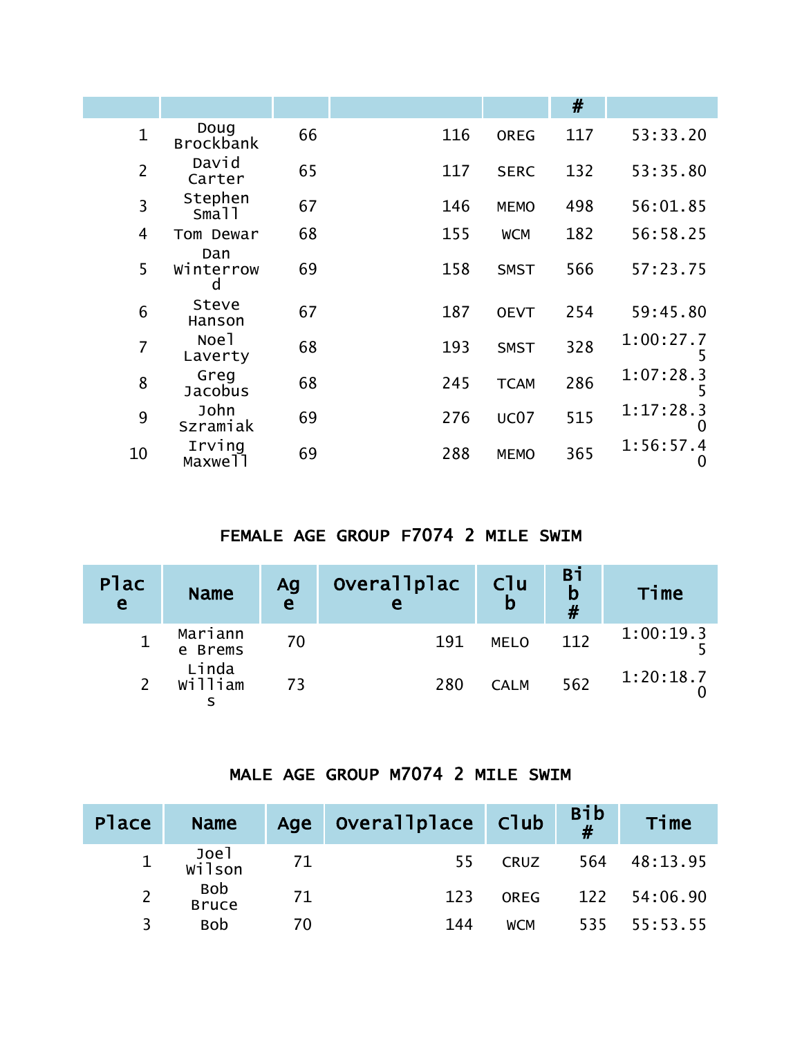| | | | | | # | |
|---|---|---|---|---|---|---|
| 1 | Doug Brockbank | 66 | 116 | OREG | 117 | 53:33.20 |
| 2 | David Carter | 65 | 117 | SERC | 132 | 53:35.80 |
| 3 | Stephen Small | 67 | 146 | MEMO | 498 | 56:01.85 |
| 4 | Tom Dewar | 68 | 155 | WCM | 182 | 56:58.25 |
| 5 | Dan Winterrowd | 69 | 158 | SMST | 566 | 57:23.75 |
| 6 | Steve Hanson | 67 | 187 | OEVT | 254 | 59:45.80 |
| 7 | Noel Laverty | 68 | 193 | SMST | 328 | 1:00:27.75 |
| 8 | Greg Jacobus | 68 | 245 | TCAM | 286 | 1:07:28.35 |
| 9 | John Szramiak | 69 | 276 | UC07 | 515 | 1:17:28.30 |
| 10 | Irving Maxwell | 69 | 288 | MEMO | 365 | 1:56:57.40 |

## FEMALE AGE GROUP F7074 2 MILE SWIM

| Place | Name | Age | Overallplace | Club | Bib # | Time |
|---|---|---|---|---|---|---|
| 1 | Marianne Brems | 70 | 191 | MELO | 112 | 1:00:19.35 |
| 2 | Linda Williams | 73 | 280 | CALM | 562 | 1:20:18.70 |

## MALE AGE GROUP M7074 2 MILE SWIM

| Place | Name | Age | Overallplace | Club | Bib # | Time |
|---|---|---|---|---|---|---|
| 1 | Joel Wilson | 71 | 55 | CRUZ | 564 | 48:13.95 |
| 2 | Bob Bruce | 71 | 123 | OREG | 122 | 54:06.90 |
| 3 | Bob | 70 | 144 | WCM | 535 | 55:53.55 |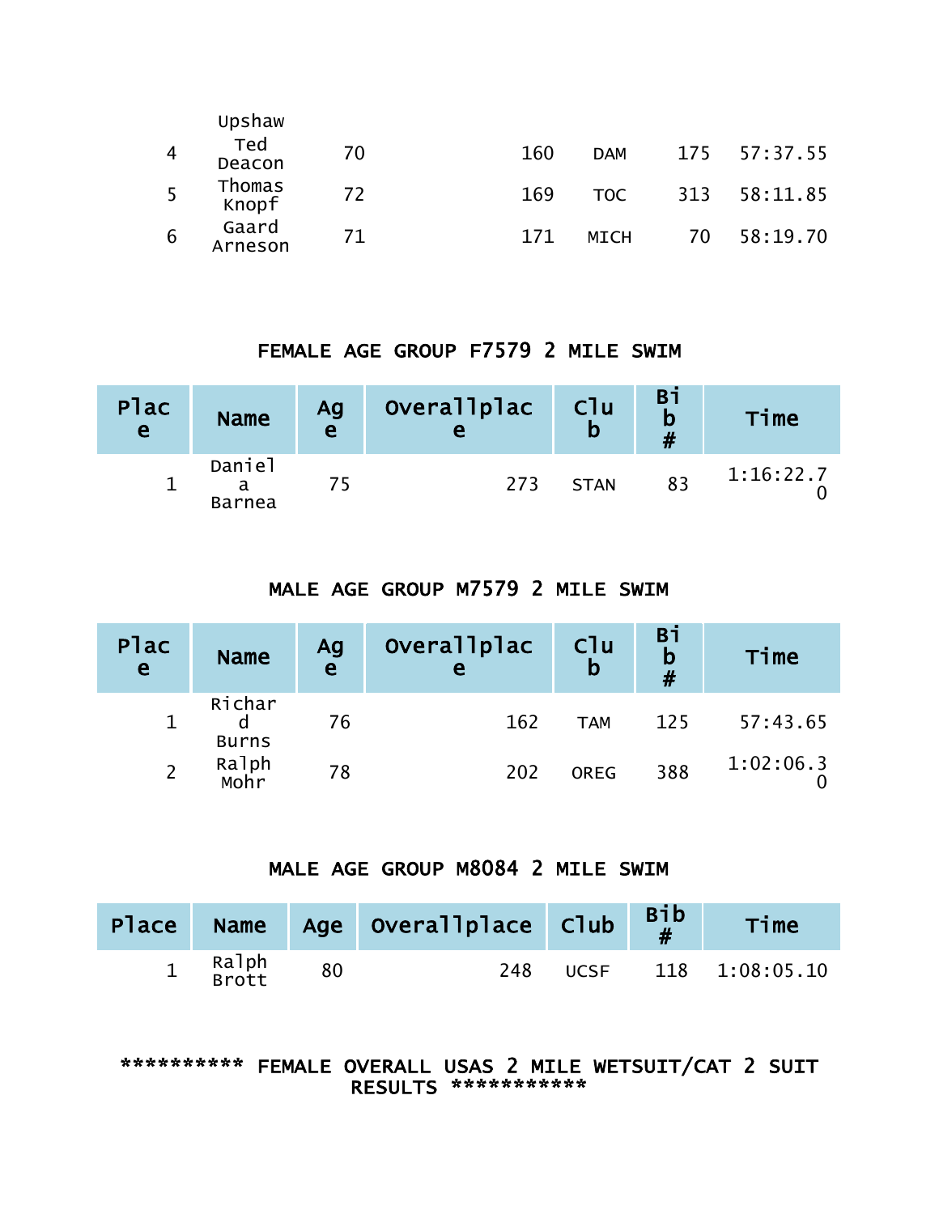| | | | | | | |
|---|---|---|---|---|---|---|
| 4 | Upshaw Ted Deacon | 70 | 160 | DAM | 175 | 57:37.55 |
| 5 | Thomas Knopf | 72 | 169 | TOC | 313 | 58:11.85 |
| 6 | Gaard Arneson | 71 | 171 | MICH | 70 | 58:19.70 |

## FEMALE AGE GROUP F7579 2 MILE SWIM

| Place | Name | Age | Overallplace | Club | Bib # | Time |
|---|---|---|---|---|---|---|
| 1 | Daniela Barnea | 75 | 273 | STAN | 83 | 1:16:22.70 |

## MALE AGE GROUP M7579 2 MILE SWIM

| Place | Name | Age | Overallplace | Club | Bib # | Time |
|---|---|---|---|---|---|---|
| 1 | Richard Burns | 76 | 162 | TAM | 125 | 57:43.65 |
| 2 | Ralph Mohr | 78 | 202 | OREG | 388 | 1:02:06.30 |

## MALE AGE GROUP M8084 2 MILE SWIM

| Place | Name | Age | Overallplace | Club | Bib # | Time |
|---|---|---|---|---|---|---|
| 1 | Ralph Brott | 80 | 248 | UCSF | 118 | 1:08:05.10 |

## ********** FEMALE OVERALL USAS 2 MILE WETSUIT/CAT 2 SUIT RESULTS ***********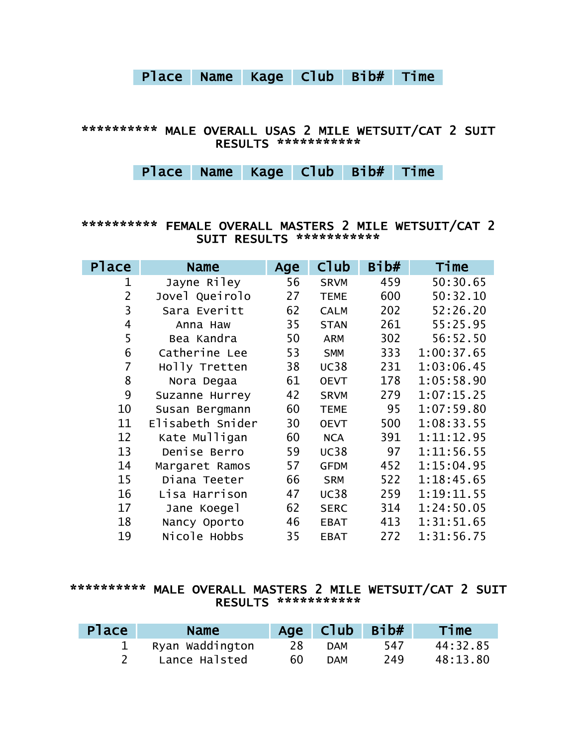| Place | Name | Kage | Club | Bib# | Time |
|---|---|---|---|---|---|

********** MALE OVERALL USAS 2 MILE WETSUIT/CAT 2 SUIT RESULTS ***********

| Place | Name | Kage | Club | Bib# | Time |
|---|---|---|---|---|---|

********** FEMALE OVERALL MASTERS 2 MILE WETSUIT/CAT 2 SUIT RESULTS ***********

| Place | Name | Age | Club | Bib# | Time |
|---|---|---|---|---|---|
| 1 | Jayne Riley | 56 | SRVM | 459 | 50:30.65 |
| 2 | Jovel Queirolo | 27 | TEME | 600 | 50:32.10 |
| 3 | Sara Everitt | 62 | CALM | 202 | 52:26.20 |
| 4 | Anna Haw | 35 | STAN | 261 | 55:25.95 |
| 5 | Bea Kandra | 50 | ARM | 302 | 56:52.50 |
| 6 | Catherine Lee | 53 | SMM | 333 | 1:00:37.65 |
| 7 | Holly Tretten | 38 | UC38 | 231 | 1:03:06.45 |
| 8 | Nora Degaa | 61 | OEVT | 178 | 1:05:58.90 |
| 9 | Suzanne Hurrey | 42 | SRVM | 279 | 1:07:15.25 |
| 10 | Susan Bergmann | 60 | TEME | 95 | 1:07:59.80 |
| 11 | Elisabeth Snider | 30 | OEVT | 500 | 1:08:33.55 |
| 12 | Kate Mulligan | 60 | NCA | 391 | 1:11:12.95 |
| 13 | Denise Berro | 59 | UC38 | 97 | 1:11:56.55 |
| 14 | Margaret Ramos | 57 | GFDM | 452 | 1:15:04.95 |
| 15 | Diana Teeter | 66 | SRM | 522 | 1:18:45.65 |
| 16 | Lisa Harrison | 47 | UC38 | 259 | 1:19:11.55 |
| 17 | Jane Koegel | 62 | SERC | 314 | 1:24:50.05 |
| 18 | Nancy Oporto | 46 | EBAT | 413 | 1:31:51.65 |
| 19 | Nicole Hobbs | 35 | EBAT | 272 | 1:31:56.75 |

********** MALE OVERALL MASTERS 2 MILE WETSUIT/CAT 2 SUIT RESULTS ***********

| Place | Name | Age | Club | Bib# | Time |
|---|---|---|---|---|---|
| 1 | Ryan Waddington | 28 | DAM | 547 | 44:32.85 |
| 2 | Lance Halsted | 60 | DAM | 249 | 48:13.80 |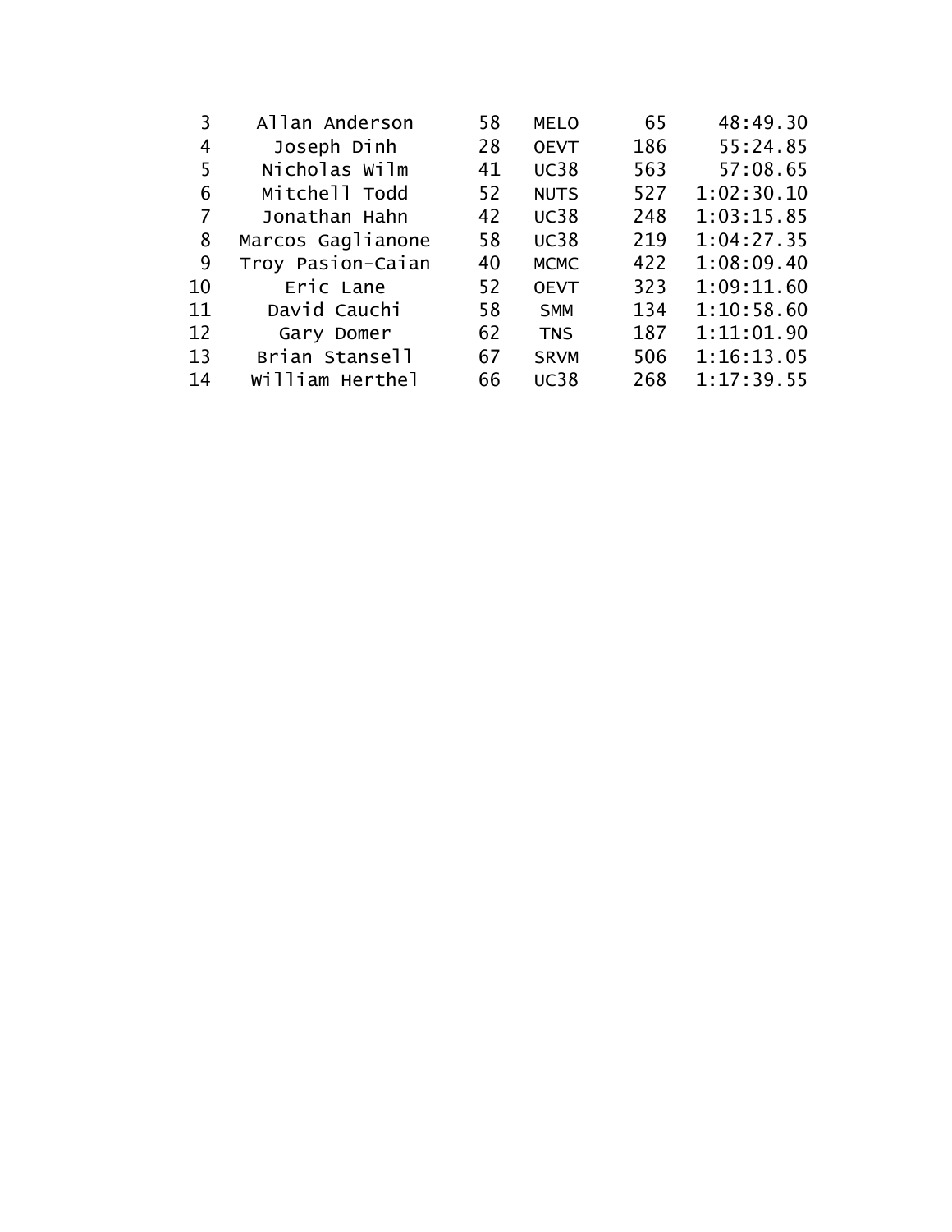| | | | | | |
|---|---|---|---|---|---|
| 3 | Allan Anderson | 58 | MELO | 65 | 48:49.30 |
| 4 | Joseph Dinh | 28 | OEVT | 186 | 55:24.85 |
| 5 | Nicholas Wilm | 41 | UC38 | 563 | 57:08.65 |
| 6 | Mitchell Todd | 52 | NUTS | 527 | 1:02:30.10 |
| 7 | Jonathan Hahn | 42 | UC38 | 248 | 1:03:15.85 |
| 8 | Marcos Gaglianone | 58 | UC38 | 219 | 1:04:27.35 |
| 9 | Troy Pasion-Caian | 40 | MCMC | 422 | 1:08:09.40 |
| 10 | Eric Lane | 52 | OEVT | 323 | 1:09:11.60 |
| 11 | David Cauchi | 58 | SMM | 134 | 1:10:58.60 |
| 12 | Gary Domer | 62 | TNS | 187 | 1:11:01.90 |
| 13 | Brian Stansell | 67 | SRVM | 506 | 1:16:13.05 |
| 14 | William Herthel | 66 | UC38 | 268 | 1:17:39.55 |